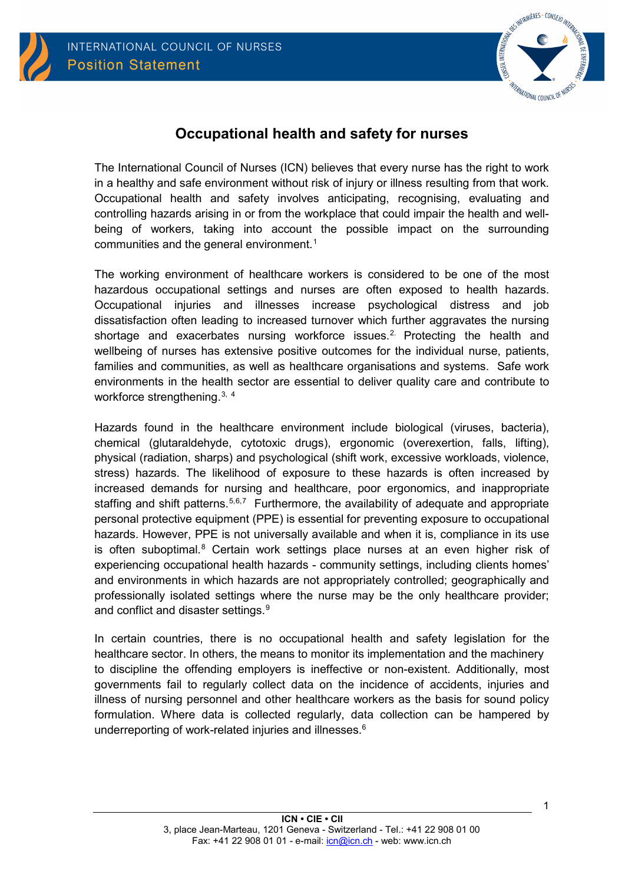INTERNATIONAL COUNCIL OF NURSES

Position Statement

# Occupational health and safety for nurses

The International Council of Nurses (ICN) believes that every nurse has the right to work in a healthy and safe environment without risk of injury or illness resulting from that work. Occupational health and safety involves anticipating, recognising, evaluating and controlling hazards arising in or from the workplace that could impair the health and well-being of workers, taking into account the possible impact on the surrounding communities and the general environment.[1]

The working environment of healthcare workers is considered to be one of the most hazardous occupational settings and nurses are often exposed to health hazards. Occupational injuries and illnesses increase psychological distress and job dissatisfaction often leading to increased turnover which further aggravates the nursing shortage and exacerbates nursing workforce issues.[2] Protecting the health and wellbeing of nurses has extensive positive outcomes for the individual nurse, patients, families and communities, as well as healthcare organisations and systems. Safe work environments in the health sector are essential to deliver quality care and contribute to workforce strengthening.[3, 4]

Hazards found in the healthcare environment include biological (viruses, bacteria), chemical (glutaraldehyde, cytotoxic drugs), ergonomic (overexertion, falls, lifting), physical (radiation, sharps) and psychological (shift work, excessive workloads, violence, stress) hazards. The likelihood of exposure to these hazards is often increased by increased demands for nursing and healthcare, poor ergonomics, and inappropriate staffing and shift patterns.[5,6,7] Furthermore, the availability of adequate and appropriate personal protective equipment (PPE) is essential for preventing exposure to occupational hazards. However, PPE is not universally available and when it is, compliance in its use is often suboptimal.[8] Certain work settings place nurses at an even higher risk of experiencing occupational health hazards - community settings, including clients homes' and environments in which hazards are not appropriately controlled; geographically and professionally isolated settings where the nurse may be the only healthcare provider; and conflict and disaster settings.[9]

In certain countries, there is no occupational health and safety legislation for the healthcare sector. In others, the means to monitor its implementation and the machinery to discipline the offending employers is ineffective or non-existent. Additionally, most governments fail to regularly collect data on the incidence of accidents, injuries and illness of nursing personnel and other healthcare workers as the basis for sound policy formulation. Where data is collected regularly, data collection can be hampered by underreporting of work-related injuries and illnesses.[6]

ICN • CIE • CII
3, place Jean-Marteau, 1201 Geneva - Switzerland - Tel.: +41 22 908 01 00
Fax: +41 22 908 01 01 - e-mail: icn@icn.ch - web: www.icn.ch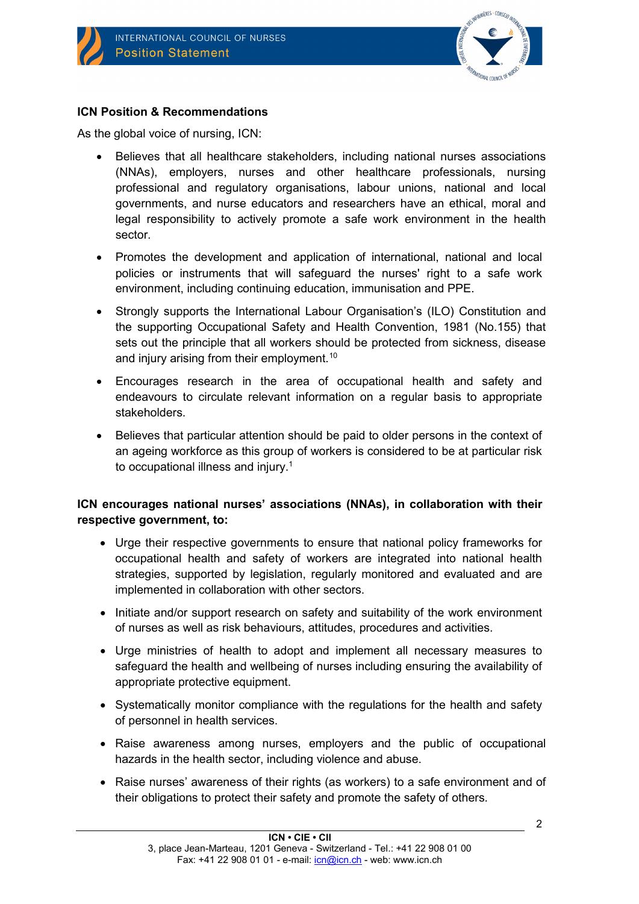**ICN Position & Recommendations**

As the global voice of nursing, ICN:

- Believes that all healthcare stakeholders, including national nurses associations (NNAs), employers, nurses and other healthcare professionals, nursing professional and regulatory organisations, labour unions, national and local governments, and nurse educators and researchers have an ethical, moral and legal responsibility to actively promote a safe work environment in the health sector.
- Promotes the development and application of international, national and local policies or instruments that will safeguard the nurses' right to a safe work environment, including continuing education, immunisation and PPE.
- Strongly supports the International Labour Organisation's (ILO) Constitution and the supporting Occupational Safety and Health Convention, 1981 (No.155) that sets out the principle that all workers should be protected from sickness, disease and injury arising from their employment.[10]
- Encourages research in the area of occupational health and safety and endeavours to circulate relevant information on a regular basis to appropriate stakeholders.
- Believes that particular attention should be paid to older persons in the context of an ageing workforce as this group of workers is considered to be at particular risk to occupational illness and injury.[1]

**ICN encourages national nurses' associations (NNAs), in collaboration with their respective government, to:**

- Urge their respective governments to ensure that national policy frameworks for occupational health and safety of workers are integrated into national health strategies, supported by legislation, regularly monitored and evaluated and are implemented in collaboration with other sectors.
- Initiate and/or support research on safety and suitability of the work environment of nurses as well as risk behaviours, attitudes, procedures and activities.
- Urge ministries of health to adopt and implement all necessary measures to safeguard the health and wellbeing of nurses including ensuring the availability of appropriate protective equipment.
- Systematically monitor compliance with the regulations for the health and safety of personnel in health services.
- Raise awareness among nurses, employers and the public of occupational hazards in the health sector, including violence and abuse.
- Raise nurses' awareness of their rights (as workers) to a safe environment and of their obligations to protect their safety and promote the safety of others.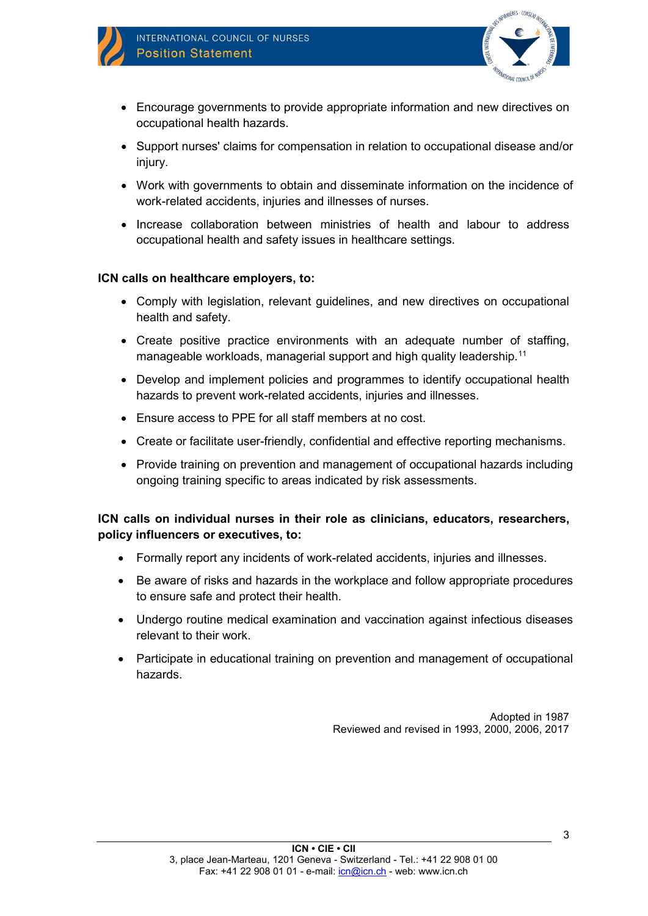- Encourage governments to provide appropriate information and new directives on occupational health hazards.
- Support nurses' claims for compensation in relation to occupational disease and/or injury.
- Work with governments to obtain and disseminate information on the incidence of work-related accidents, injuries and illnesses of nurses.
- Increase collaboration between ministries of health and labour to address occupational health and safety issues in healthcare settings.

**ICN calls on healthcare employers, to:**

- Comply with legislation, relevant guidelines, and new directives on occupational health and safety.
- Create positive practice environments with an adequate number of staffing, manageable workloads, managerial support and high quality leadership.[11]
- Develop and implement policies and programmes to identify occupational health hazards to prevent work-related accidents, injuries and illnesses.
- Ensure access to PPE for all staff members at no cost.
- Create or facilitate user-friendly, confidential and effective reporting mechanisms.
- Provide training on prevention and management of occupational hazards including ongoing training specific to areas indicated by risk assessments.

**ICN calls on individual nurses in their role as clinicians, educators, researchers, policy influencers or executives, to:**

- Formally report any incidents of work-related accidents, injuries and illnesses.
- Be aware of risks and hazards in the workplace and follow appropriate procedures to ensure safe and protect their health.
- Undergo routine medical examination and vaccination against infectious diseases relevant to their work.
- Participate in educational training on prevention and management of occupational hazards.

Adopted in 1987
Reviewed and revised in 1993, 2000, 2006, 2017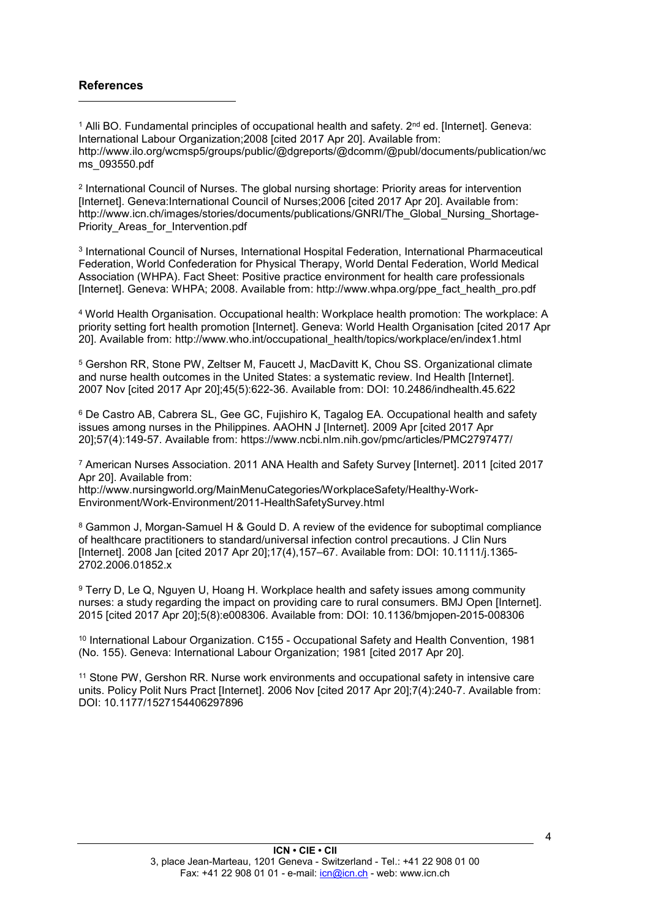## References

[1] Alli BO. Fundamental principles of occupational health and safety. 2nd ed. [Internet]. Geneva: International Labour Organization;2008 [cited 2017 Apr 20]. Available from: http://www.ilo.org/wcmsp5/groups/public/@dgreports/@dcomm/@publ/documents/publication/wcms_093550.pdf

[2] International Council of Nurses. The global nursing shortage: Priority areas for intervention [Internet]. Geneva:International Council of Nurses;2006 [cited 2017 Apr 20]. Available from: http://www.icn.ch/images/stories/documents/publications/GNRI/The_Global_Nursing_Shortage-Priority_Areas_for_Intervention.pdf

[3] International Council of Nurses, International Hospital Federation, International Pharmaceutical Federation, World Confederation for Physical Therapy, World Dental Federation, World Medical Association (WHPA). Fact Sheet: Positive practice environment for health care professionals [Internet]. Geneva: WHPA; 2008. Available from: http://www.whpa.org/ppe_fact_health_pro.pdf

[4] World Health Organisation. Occupational health: Workplace health promotion: The workplace: A priority setting fort health promotion [Internet]. Geneva: World Health Organisation [cited 2017 Apr 20]. Available from: http://www.who.int/occupational_health/topics/workplace/en/index1.html

[5] Gershon RR, Stone PW, Zeltser M, Faucett J, MacDavitt K, Chou SS. Organizational climate and nurse health outcomes in the United States: a systematic review. Ind Health [Internet]. 2007 Nov [cited 2017 Apr 20];45(5):622-36. Available from: DOI: 10.2486/indhealth.45.622

[6] De Castro AB, Cabrera SL, Gee GC, Fujishiro K, Tagalog EA. Occupational health and safety issues among nurses in the Philippines. AAOHN J [Internet]. 2009 Apr [cited 2017 Apr 20];57(4):149-57. Available from: https://www.ncbi.nlm.nih.gov/pmc/articles/PMC2797477/

[7] American Nurses Association. 2011 ANA Health and Safety Survey [Internet]. 2011 [cited 2017 Apr 20]. Available from: http://www.nursingworld.org/MainMenuCategories/WorkplaceSafety/Healthy-Work-Environment/Work-Environment/2011-HealthSafetySurvey.html

[8] Gammon J, Morgan-Samuel H & Gould D. A review of the evidence for suboptimal compliance of healthcare practitioners to standard/universal infection control precautions. J Clin Nurs [Internet]. 2008 Jan [cited 2017 Apr 20];17(4),157–67. Available from: DOI: 10.1111/j.1365-2702.2006.01852.x

[9] Terry D, Le Q, Nguyen U, Hoang H. Workplace health and safety issues among community nurses: a study regarding the impact on providing care to rural consumers. BMJ Open [Internet]. 2015 [cited 2017 Apr 20];5(8):e008306. Available from: DOI: 10.1136/bmjopen-2015-008306

[10] International Labour Organization. C155 - Occupational Safety and Health Convention, 1981 (No. 155). Geneva: International Labour Organization; 1981 [cited 2017 Apr 20].

[11] Stone PW, Gershon RR. Nurse work environments and occupational safety in intensive care units. Policy Polit Nurs Pract [Internet]. 2006 Nov [cited 2017 Apr 20];7(4):240-7. Available from: DOI: 10.1177/1527154406297896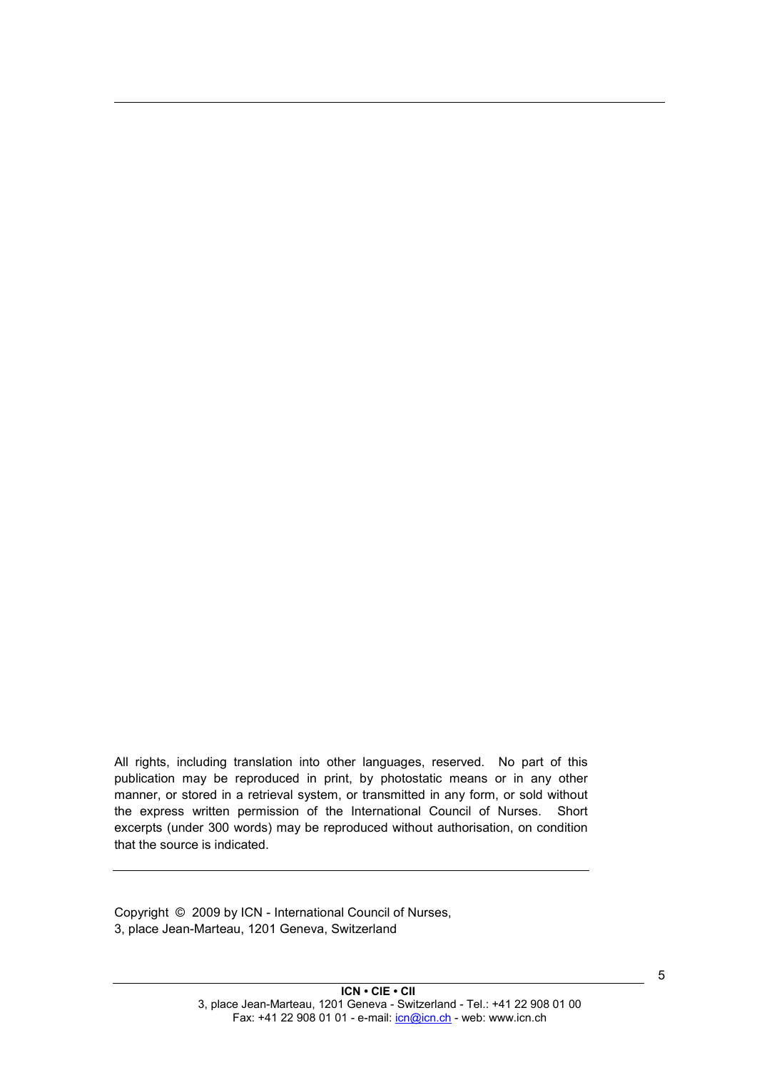All rights, including translation into other languages, reserved. No part of this publication may be reproduced in print, by photostatic means or in any other manner, or stored in a retrieval system, or transmitted in any form, or sold without the express written permission of the International Council of Nurses. Short excerpts (under 300 words) may be reproduced without authorisation, on condition that the source is indicated.

---

Copyright © 2009 by ICN - International Council of Nurses,
3, place Jean-Marteau, 1201 Geneva, Switzerland